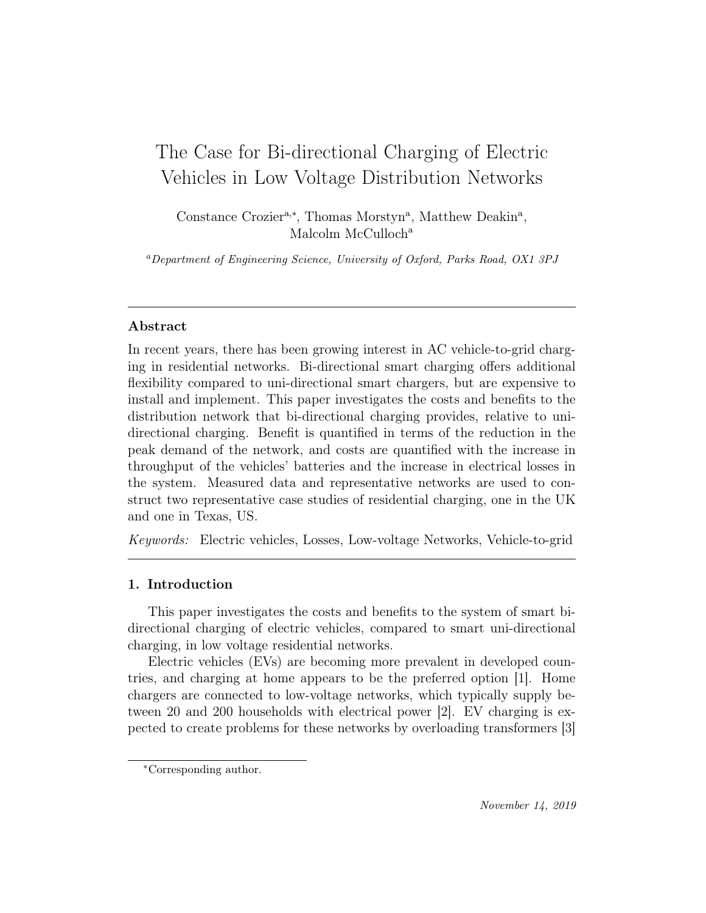# The Case for Bi-directional Charging of Electric Vehicles in Low Voltage Distribution Networks

Constance Crozier[a,*], Thomas Morstyn[a], Matthew Deakin[a], Malcolm McCulloch[a]

[a] *Department of Engineering Science, University of Oxford, Parks Road, OX1 3PJ*

---

## Abstract

In recent years, there has been growing interest in AC vehicle-to-grid charging in residential networks. Bi-directional smart charging offers additional flexibility compared to uni-directional smart chargers, but are expensive to install and implement. This paper investigates the costs and benefits to the distribution network that bi-directional charging provides, relative to uni-directional charging. Benefit is quantified in terms of the reduction in the peak demand of the network, and costs are quantified with the increase in throughput of the vehicles' batteries and the increase in electrical losses in the system. Measured data and representative networks are used to construct two representative case studies of residential charging, one in the UK and one in Texas, US.

*Keywords:* Electric vehicles, Losses, Low-voltage Networks, Vehicle-to-grid

---

## 1. Introduction

This paper investigates the costs and benefits to the system of smart bi-directional charging of electric vehicles, compared to smart uni-directional charging, in low voltage residential networks.

Electric vehicles (EVs) are becoming more prevalent in developed countries, and charging at home appears to be the preferred option [1]. Home chargers are connected to low-voltage networks, which typically supply between 20 and 200 households with electrical power [2]. EV charging is expected to create problems for these networks by overloading transformers [3]

---

*Corresponding author.

November 14, 2019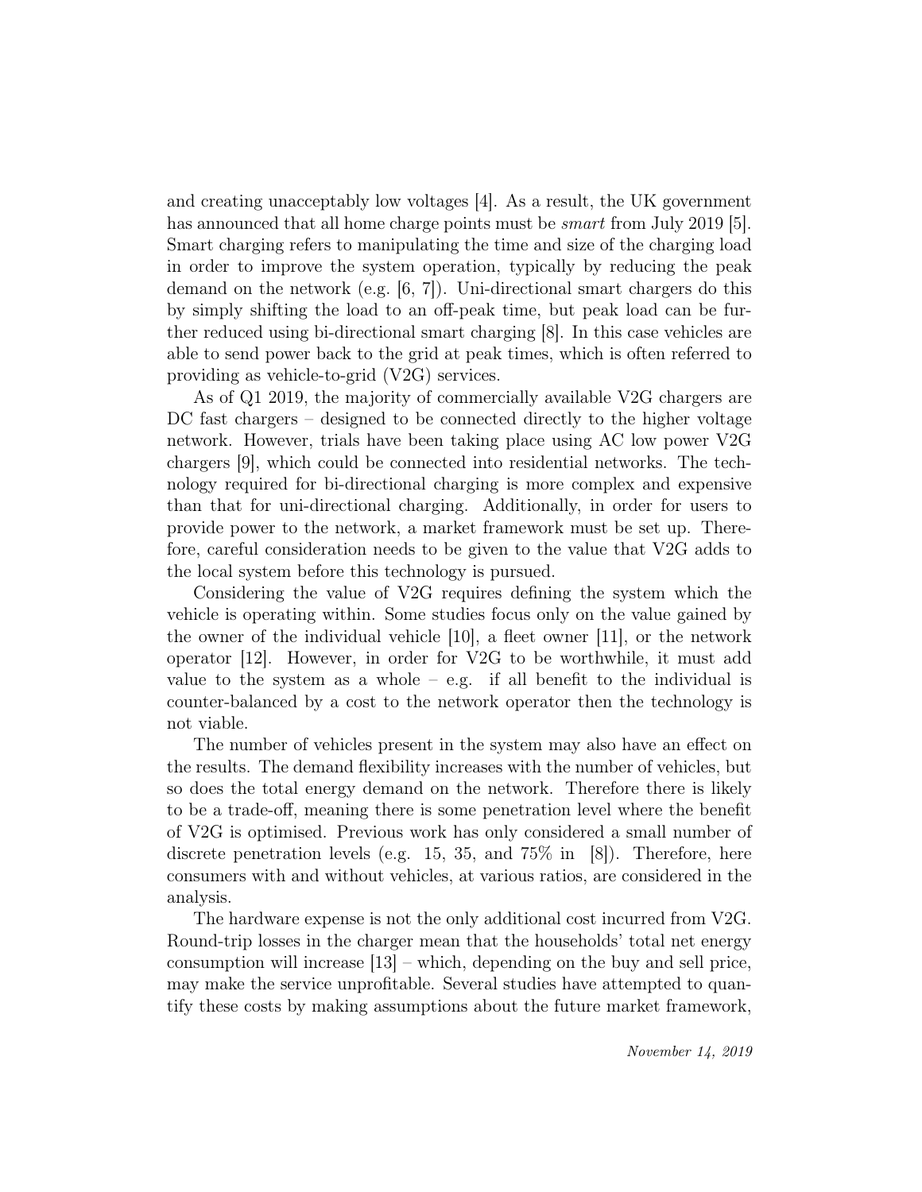and creating unacceptably low voltages [4]. As a result, the UK government has announced that all home charge points must be *smart* from July 2019 [5]. Smart charging refers to manipulating the time and size of the charging load in order to improve the system operation, typically by reducing the peak demand on the network (e.g. [6, 7]). Uni-directional smart chargers do this by simply shifting the load to an off-peak time, but peak load can be further reduced using bi-directional smart charging [8]. In this case vehicles are able to send power back to the grid at peak times, which is often referred to providing as vehicle-to-grid (V2G) services.

As of Q1 2019, the majority of commercially available V2G chargers are DC fast chargers – designed to be connected directly to the higher voltage network. However, trials have been taking place using AC low power V2G chargers [9], which could be connected into residential networks. The technology required for bi-directional charging is more complex and expensive than that for uni-directional charging. Additionally, in order for users to provide power to the network, a market framework must be set up. Therefore, careful consideration needs to be given to the value that V2G adds to the local system before this technology is pursued.

Considering the value of V2G requires defining the system which the vehicle is operating within. Some studies focus only on the value gained by the owner of the individual vehicle [10], a fleet owner [11], or the network operator [12]. However, in order for V2G to be worthwhile, it must add value to the system as a whole – e.g. if all benefit to the individual is counter-balanced by a cost to the network operator then the technology is not viable.

The number of vehicles present in the system may also have an effect on the results. The demand flexibility increases with the number of vehicles, but so does the total energy demand on the network. Therefore there is likely to be a trade-off, meaning there is some penetration level where the benefit of V2G is optimised. Previous work has only considered a small number of discrete penetration levels (e.g. 15, 35, and 75% in [8]). Therefore, here consumers with and without vehicles, at various ratios, are considered in the analysis.

The hardware expense is not the only additional cost incurred from V2G. Round-trip losses in the charger mean that the households' total net energy consumption will increase [13] – which, depending on the buy and sell price, may make the service unprofitable. Several studies have attempted to quantify these costs by making assumptions about the future market framework,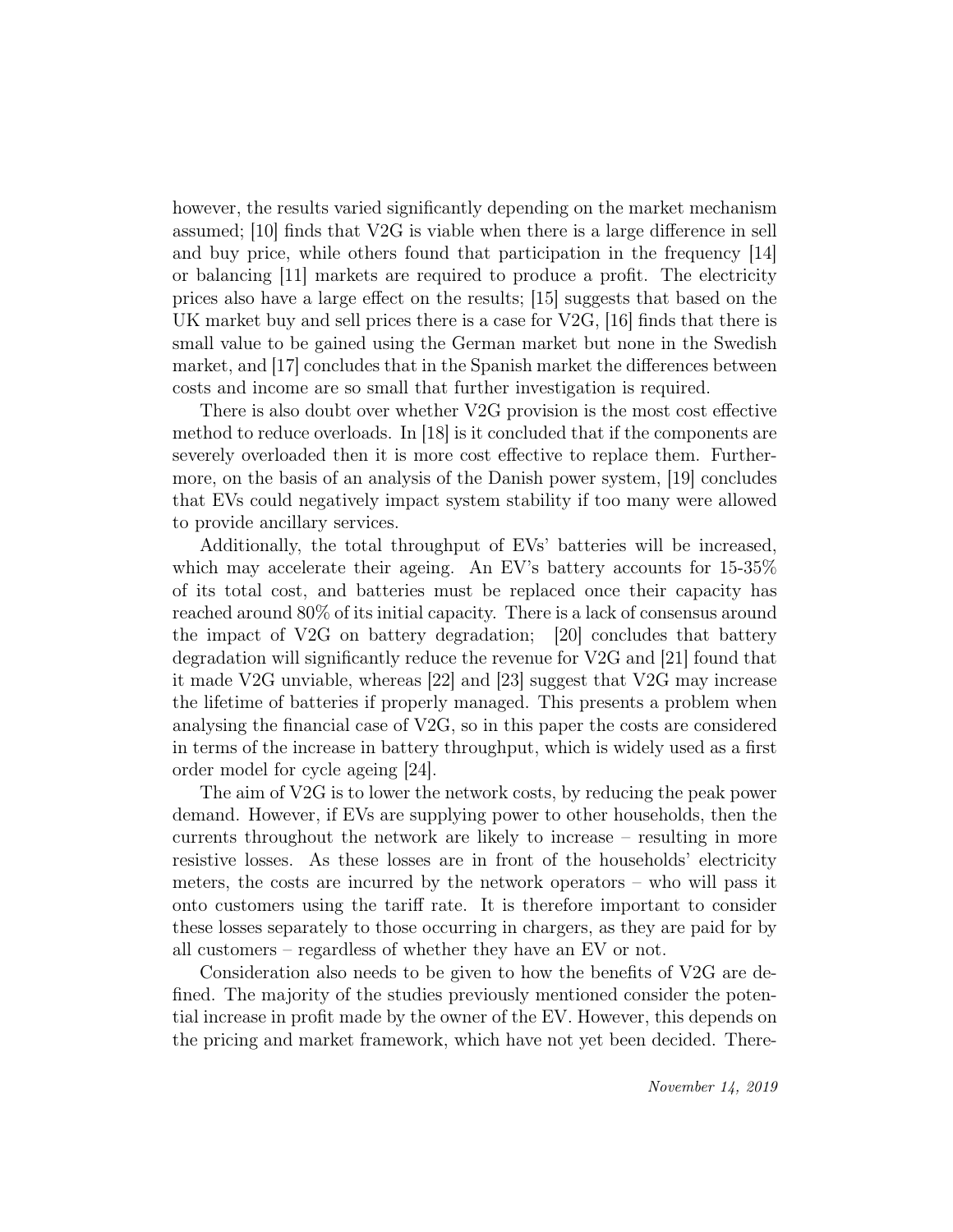however, the results varied significantly depending on the market mechanism assumed; [10] finds that V2G is viable when there is a large difference in sell and buy price, while others found that participation in the frequency [14] or balancing [11] markets are required to produce a profit. The electricity prices also have a large effect on the results; [15] suggests that based on the UK market buy and sell prices there is a case for V2G, [16] finds that there is small value to be gained using the German market but none in the Swedish market, and [17] concludes that in the Spanish market the differences between costs and income are so small that further investigation is required.

There is also doubt over whether V2G provision is the most cost effective method to reduce overloads. In [18] is it concluded that if the components are severely overloaded then it is more cost effective to replace them. Furthermore, on the basis of an analysis of the Danish power system, [19] concludes that EVs could negatively impact system stability if too many were allowed to provide ancillary services.

Additionally, the total throughput of EVs' batteries will be increased, which may accelerate their ageing. An EV's battery accounts for 15-35% of its total cost, and batteries must be replaced once their capacity has reached around 80% of its initial capacity. There is a lack of consensus around the impact of V2G on battery degradation; [20] concludes that battery degradation will significantly reduce the revenue for V2G and [21] found that it made V2G unviable, whereas [22] and [23] suggest that V2G may increase the lifetime of batteries if properly managed. This presents a problem when analysing the financial case of V2G, so in this paper the costs are considered in terms of the increase in battery throughput, which is widely used as a first order model for cycle ageing [24].

The aim of V2G is to lower the network costs, by reducing the peak power demand. However, if EVs are supplying power to other households, then the currents throughout the network are likely to increase – resulting in more resistive losses. As these losses are in front of the households' electricity meters, the costs are incurred by the network operators – who will pass it onto customers using the tariff rate. It is therefore important to consider these losses separately to those occurring in chargers, as they are paid for by all customers – regardless of whether they have an EV or not.

Consideration also needs to be given to how the benefits of V2G are defined. The majority of the studies previously mentioned consider the potential increase in profit made by the owner of the EV. However, this depends on the pricing and market framework, which have not yet been decided. There-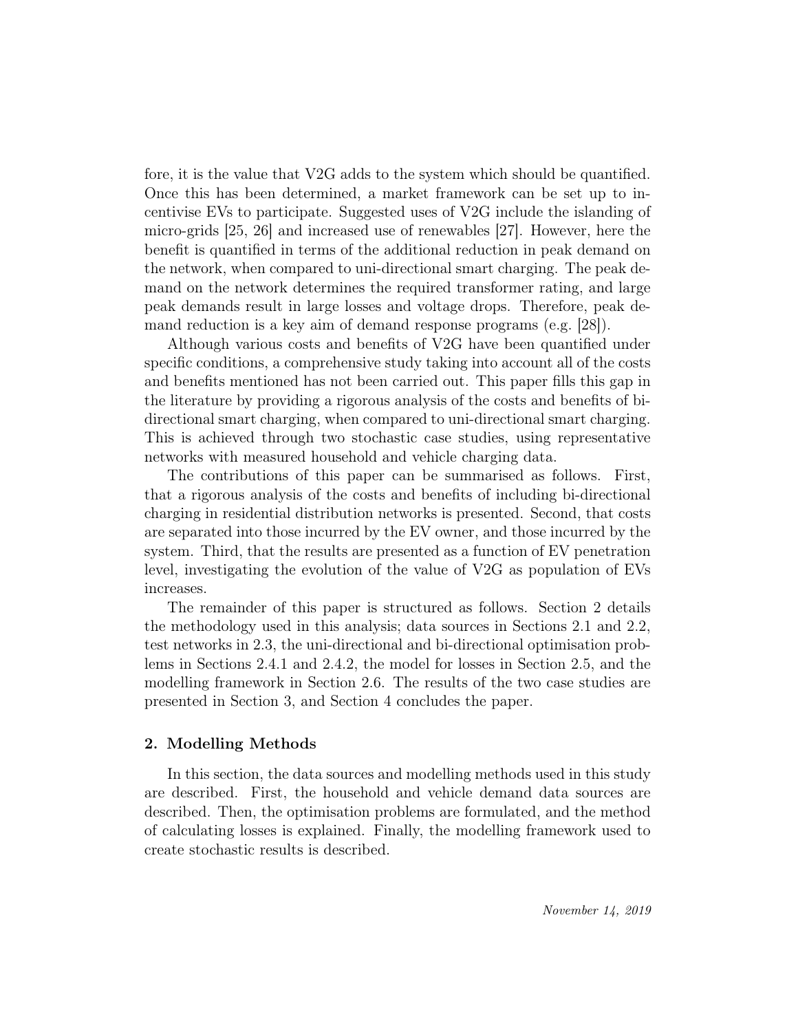fore, it is the value that V2G adds to the system which should be quantified. Once this has been determined, a market framework can be set up to incentivise EVs to participate. Suggested uses of V2G include the islanding of micro-grids [25, 26] and increased use of renewables [27]. However, here the benefit is quantified in terms of the additional reduction in peak demand on the network, when compared to uni-directional smart charging. The peak demand on the network determines the required transformer rating, and large peak demands result in large losses and voltage drops. Therefore, peak demand reduction is a key aim of demand response programs (e.g. [28]).

Although various costs and benefits of V2G have been quantified under specific conditions, a comprehensive study taking into account all of the costs and benefits mentioned has not been carried out. This paper fills this gap in the literature by providing a rigorous analysis of the costs and benefits of bi-directional smart charging, when compared to uni-directional smart charging. This is achieved through two stochastic case studies, using representative networks with measured household and vehicle charging data.

The contributions of this paper can be summarised as follows. First, that a rigorous analysis of the costs and benefits of including bi-directional charging in residential distribution networks is presented. Second, that costs are separated into those incurred by the EV owner, and those incurred by the system. Third, that the results are presented as a function of EV penetration level, investigating the evolution of the value of V2G as population of EVs increases.

The remainder of this paper is structured as follows. Section 2 details the methodology used in this analysis; data sources in Sections 2.1 and 2.2, test networks in 2.3, the uni-directional and bi-directional optimisation problems in Sections 2.4.1 and 2.4.2, the model for losses in Section 2.5, and the modelling framework in Section 2.6. The results of the two case studies are presented in Section 3, and Section 4 concludes the paper.

## 2. Modelling Methods

In this section, the data sources and modelling methods used in this study are described. First, the household and vehicle demand data sources are described. Then, the optimisation problems are formulated, and the method of calculating losses is explained. Finally, the modelling framework used to create stochastic results is described.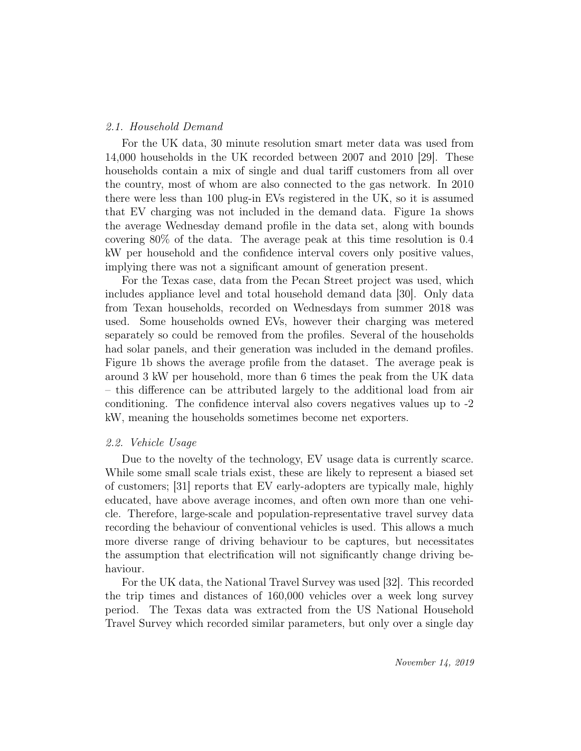### *2.1. Household Demand*

For the UK data, 30 minute resolution smart meter data was used from 14,000 households in the UK recorded between 2007 and 2010 [29]. These households contain a mix of single and dual tariff customers from all over the country, most of whom are also connected to the gas network. In 2010 there were less than 100 plug-in EVs registered in the UK, so it is assumed that EV charging was not included in the demand data. Figure 1a shows the average Wednesday demand profile in the data set, along with bounds covering 80% of the data. The average peak at this time resolution is 0.4 kW per household and the confidence interval covers only positive values, implying there was not a significant amount of generation present.

For the Texas case, data from the Pecan Street project was used, which includes appliance level and total household demand data [30]. Only data from Texan households, recorded on Wednesdays from summer 2018 was used. Some households owned EVs, however their charging was metered separately so could be removed from the profiles. Several of the households had solar panels, and their generation was included in the demand profiles. Figure 1b shows the average profile from the dataset. The average peak is around 3 kW per household, more than 6 times the peak from the UK data – this difference can be attributed largely to the additional load from air conditioning. The confidence interval also covers negatives values up to -2 kW, meaning the households sometimes become net exporters.

### *2.2. Vehicle Usage*

Due to the novelty of the technology, EV usage data is currently scarce. While some small scale trials exist, these are likely to represent a biased set of customers; [31] reports that EV early-adopters are typically male, highly educated, have above average incomes, and often own more than one vehicle. Therefore, large-scale and population-representative travel survey data recording the behaviour of conventional vehicles is used. This allows a much more diverse range of driving behaviour to be captures, but necessitates the assumption that electrification will not significantly change driving behaviour.

For the UK data, the National Travel Survey was used [32]. This recorded the trip times and distances of 160,000 vehicles over a week long survey period. The Texas data was extracted from the US National Household Travel Survey which recorded similar parameters, but only over a single day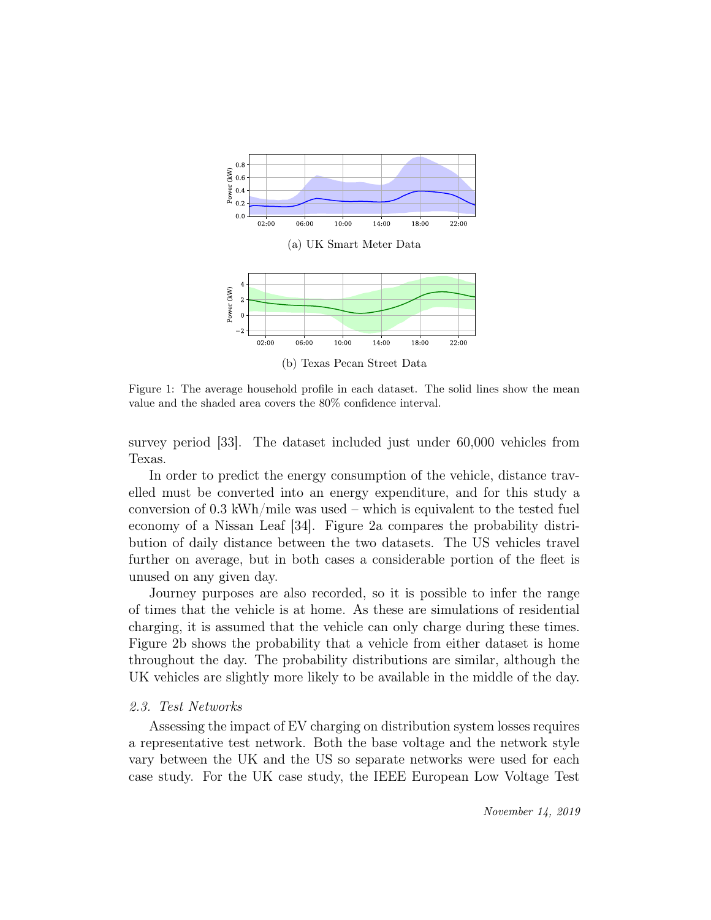Power (kW)
0.8
0.6
0.4
0.2
0.0
02:00 06:00 10:00 14:00 18:00 22:00

(a) UK Smart Meter Data

Power (kW)
4
2
0
−2
02:00 06:00 10:00 14:00 18:00 22:00

(b) Texas Pecan Street Data

Figure 1: The average household profile in each dataset. The solid lines show the mean value and the shaded area covers the 80% confidence interval.

survey period [33]. The dataset included just under 60,000 vehicles from Texas.

In order to predict the energy consumption of the vehicle, distance travelled must be converted into an energy expenditure, and for this study a conversion of 0.3 kWh/mile was used – which is equivalent to the tested fuel economy of a Nissan Leaf [34]. Figure 2a compares the probability distribution of daily distance between the two datasets. The US vehicles travel further on average, but in both cases a considerable portion of the fleet is unused on any given day.

Journey purposes are also recorded, so it is possible to infer the range of times that the vehicle is at home. As these are simulations of residential charging, it is assumed that the vehicle can only charge during these times. Figure 2b shows the probability that a vehicle from either dataset is home throughout the day. The probability distributions are similar, although the UK vehicles are slightly more likely to be available in the middle of the day.

### 2.3. Test Networks

Assessing the impact of EV charging on distribution system losses requires a representative test network. Both the base voltage and the network style vary between the UK and the US so separate networks were used for each case study. For the UK case study, the IEEE European Low Voltage Test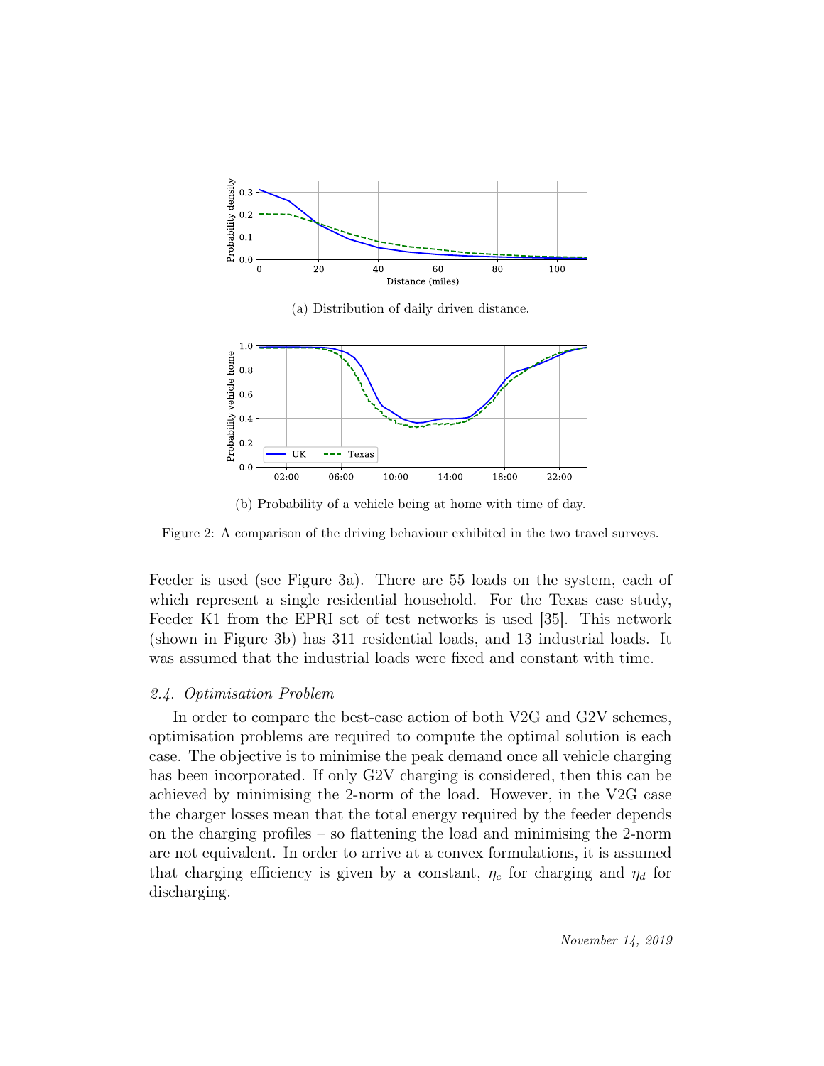Probability density

0.3

0.2

0.1

0.0

0 20 40 60 80 100

Distance (miles)

(a) Distribution of daily driven distance.

Probability vehicle home

1.0

0.8

0.6

0.4

0.2

0.0

02:00 06:00 10:00 14:00 18:00 22:00

UK Texas

(b) Probability of a vehicle being at home with time of day.

Figure 2: A comparison of the driving behaviour exhibited in the two travel surveys.

Feeder is used (see Figure 3a). There are 55 loads on the system, each of which represent a single residential household. For the Texas case study, Feeder K1 from the EPRI set of test networks is used [35]. This network (shown in Figure 3b) has 311 residential loads, and 13 industrial loads. It was assumed that the industrial loads were fixed and constant with time.

### *2.4. Optimisation Problem*

In order to compare the best-case action of both V2G and G2V schemes, optimisation problems are required to compute the optimal solution is each case. The objective is to minimise the peak demand once all vehicle charging has been incorporated. If only G2V charging is considered, then this can be achieved by minimising the 2-norm of the load. However, in the V2G case the charger losses mean that the total energy required by the feeder depends on the charging profiles – so flattening the load and minimising the 2-norm are not equivalent. In order to arrive at a convex formulations, it is assumed that charging efficiency is given by a constant, $\eta_c$ for charging and $\eta_d$ for discharging.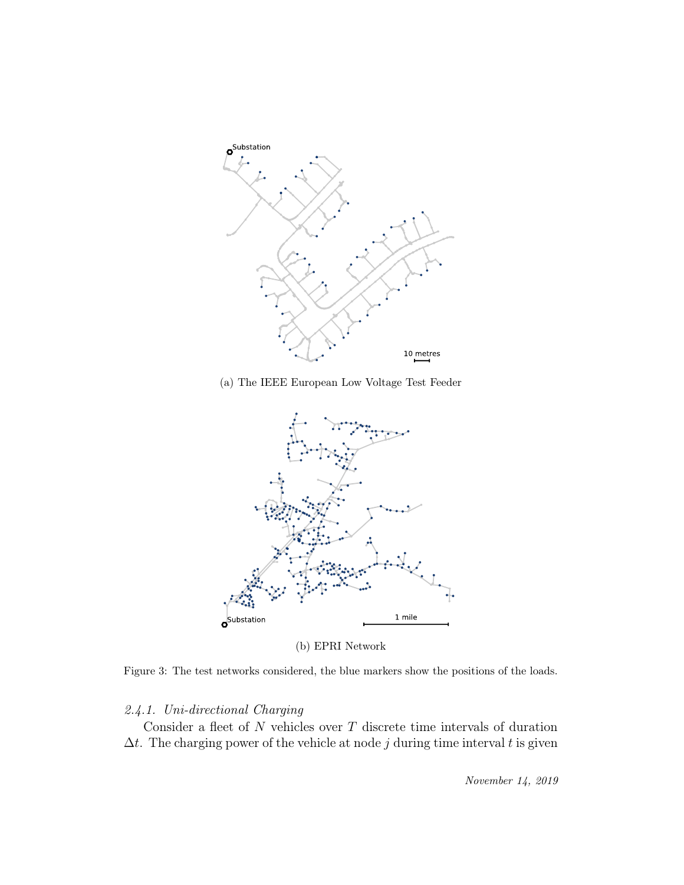Substation

10 metres

(a) The IEEE European Low Voltage Test Feeder

Substation

1 mile

(b) EPRI Network

Figure 3: The test networks considered, the blue markers show the positions of the loads.

### *2.4.1. Uni-directional Charging*

Consider a fleet of $N$ vehicles over $T$ discrete time intervals of duration $\Delta t$. The charging power of the vehicle at node $j$ during time interval $t$ is given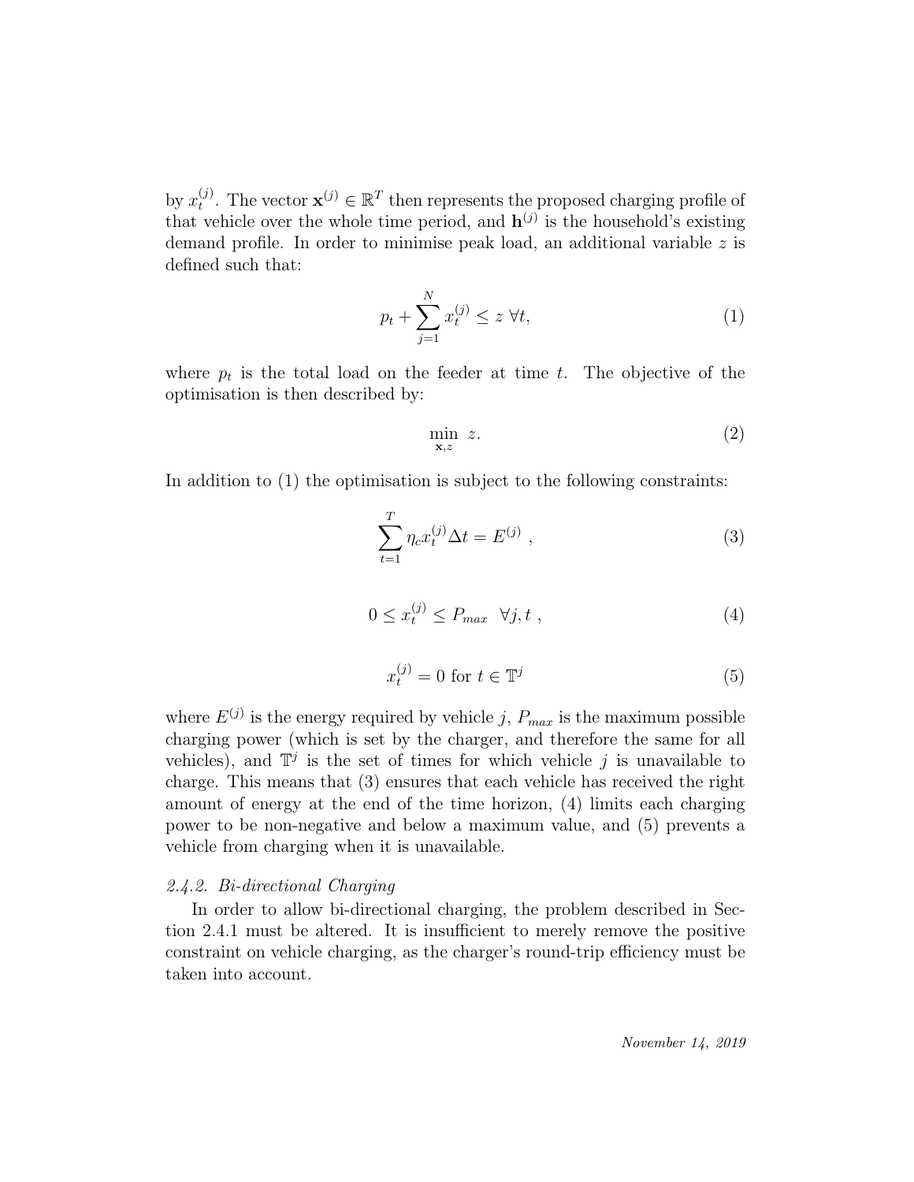by $x_t^{(j)}$. The vector $\mathbf{x}^{(j)} \in \mathbb{R}^T$ then represents the proposed charging profile of that vehicle over the whole time period, and $\mathbf{h}^{(j)}$ is the household's existing demand profile. In order to minimise peak load, an additional variable $z$ is defined such that:

$$p_t + \sum_{j=1}^{N} x_t^{(j)} \leq z \;\forall t, \tag{1}$$

where $p_t$ is the total load on the feeder at time $t$. The objective of the optimisation is then described by:

$$\min_{\mathbf{x},z} \; z. \tag{2}$$

In addition to (1) the optimisation is subject to the following constraints:

$$\sum_{t=1}^{T} \eta_c x_t^{(j)} \Delta t = E^{(j)} \;, \tag{3}$$

$$0 \leq x_t^{(j)} \leq P_{max} \;\; \forall j, t \;, \tag{4}$$

$$x_t^{(j)} = 0 \text{ for } t \in \mathbb{T}^j \tag{5}$$

where $E^{(j)}$ is the energy required by vehicle $j$, $P_{max}$ is the maximum possible charging power (which is set by the charger, and therefore the same for all vehicles), and $\mathbb{T}^j$ is the set of times for which vehicle $j$ is unavailable to charge. This means that (3) ensures that each vehicle has received the right amount of energy at the end of the time horizon, (4) limits each charging power to be non-negative and below a maximum value, and (5) prevents a vehicle from charging when it is unavailable.

### *2.4.2. Bi-directional Charging*

In order to allow bi-directional charging, the problem described in Section 2.4.1 must be altered. It is insufficient to merely remove the positive constraint on vehicle charging, as the charger's round-trip efficiency must be taken into account.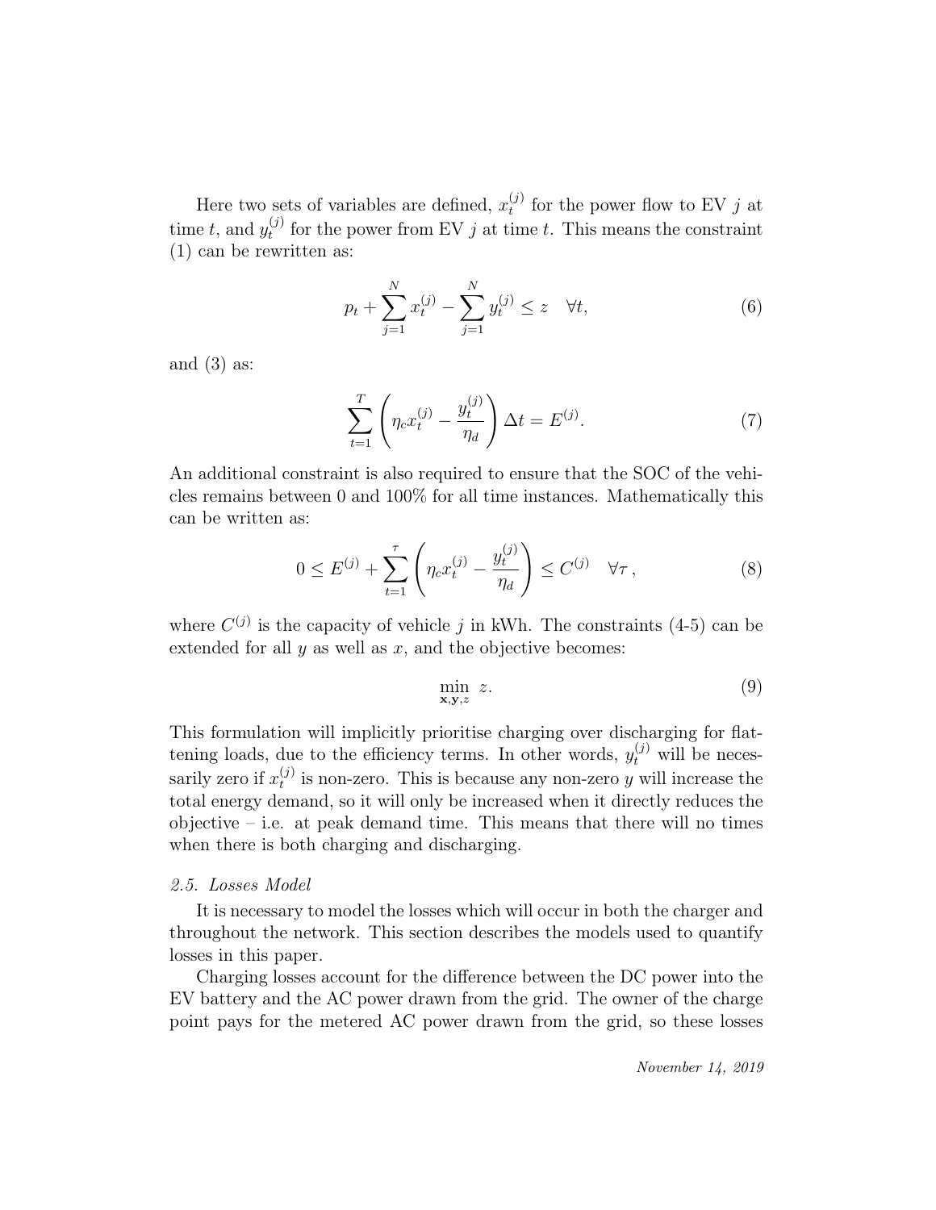Here two sets of variables are defined, $x_t^{(j)}$ for the power flow to EV $j$ at time $t$, and $y_t^{(j)}$ for the power from EV $j$ at time $t$. This means the constraint (1) can be rewritten as:

$$p_t + \sum_{j=1}^{N} x_t^{(j)} - \sum_{j=1}^{N} y_t^{(j)} \leq z \quad \forall t, \tag{6}$$

and (3) as:

$$\sum_{t=1}^{T} \left( \eta_c x_t^{(j)} - \frac{y_t^{(j)}}{\eta_d} \right) \Delta t = E^{(j)}. \tag{7}$$

An additional constraint is also required to ensure that the SOC of the vehicles remains between 0 and 100% for all time instances. Mathematically this can be written as:

$$0 \leq E^{(j)} + \sum_{t=1}^{\tau} \left( \eta_c x_t^{(j)} - \frac{y_t^{(j)}}{\eta_d} \right) \leq C^{(j)} \quad \forall \tau \,, \tag{8}$$

where $C^{(j)}$ is the capacity of vehicle $j$ in kWh. The constraints (4-5) can be extended for all $y$ as well as $x$, and the objective becomes:

$$\min_{\mathbf{x},\mathbf{y},z} \; z. \tag{9}$$

This formulation will implicitly prioritise charging over discharging for flattening loads, due to the efficiency terms. In other words, $y_t^{(j)}$ will be necessarily zero if $x_t^{(j)}$ is non-zero. This is because any non-zero $y$ will increase the total energy demand, so it will only be increased when it directly reduces the objective – i.e. at peak demand time. This means that there will no times when there is both charging and discharging.

### *2.5. Losses Model*

It is necessary to model the losses which will occur in both the charger and throughout the network. This section describes the models used to quantify losses in this paper.

Charging losses account for the difference between the DC power into the EV battery and the AC power drawn from the grid. The owner of the charge point pays for the metered AC power drawn from the grid, so these losses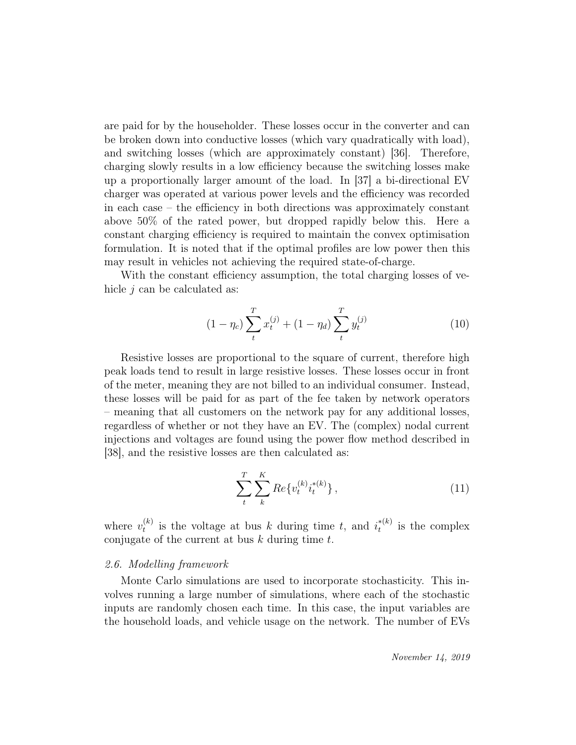are paid for by the householder. These losses occur in the converter and can be broken down into conductive losses (which vary quadratically with load), and switching losses (which are approximately constant) [36]. Therefore, charging slowly results in a low efficiency because the switching losses make up a proportionally larger amount of the load. In [37] a bi-directional EV charger was operated at various power levels and the efficiency was recorded in each case – the efficiency in both directions was approximately constant above 50% of the rated power, but dropped rapidly below this. Here a constant charging efficiency is required to maintain the convex optimisation formulation. It is noted that if the optimal profiles are low power then this may result in vehicles not achieving the required state-of-charge.

With the constant efficiency assumption, the total charging losses of vehicle $j$ can be calculated as:

$$(1 - \eta_c) \sum_{t}^{T} x_t^{(j)} + (1 - \eta_d) \sum_{t}^{T} y_t^{(j)} \tag{10}$$

Resistive losses are proportional to the square of current, therefore high peak loads tend to result in large resistive losses. These losses occur in front of the meter, meaning they are not billed to an individual consumer. Instead, these losses will be paid for as part of the fee taken by network operators – meaning that all customers on the network pay for any additional losses, regardless of whether or not they have an EV. The (complex) nodal current injections and voltages are found using the power flow method described in [38], and the resistive losses are then calculated as:

$$\sum_{t}^{T} \sum_{k}^{K} Re\{v_t^{(k)} i_t^{*(k)}\}, \tag{11}$$

where $v_t^{(k)}$ is the voltage at bus $k$ during time $t$, and $i_t^{*(k)}$ is the complex conjugate of the current at bus $k$ during time $t$.

### *2.6. Modelling framework*

Monte Carlo simulations are used to incorporate stochasticity. This involves running a large number of simulations, where each of the stochastic inputs are randomly chosen each time. In this case, the input variables are the household loads, and vehicle usage on the network. The number of EVs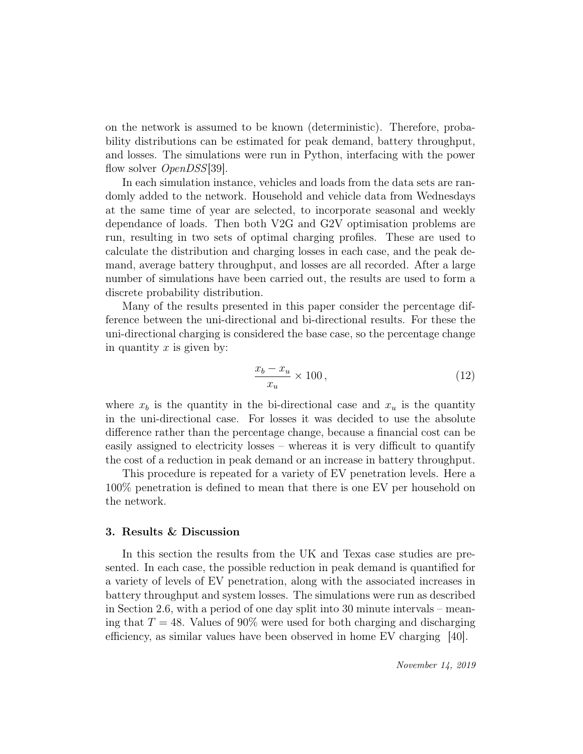on the network is assumed to be known (deterministic). Therefore, probability distributions can be estimated for peak demand, battery throughput, and losses. The simulations were run in Python, interfacing with the power flow solver *OpenDSS*[39].

In each simulation instance, vehicles and loads from the data sets are randomly added to the network. Household and vehicle data from Wednesdays at the same time of year are selected, to incorporate seasonal and weekly dependance of loads. Then both V2G and G2V optimisation problems are run, resulting in two sets of optimal charging profiles. These are used to calculate the distribution and charging losses in each case, and the peak demand, average battery throughput, and losses are all recorded. After a large number of simulations have been carried out, the results are used to form a discrete probability distribution.

Many of the results presented in this paper consider the percentage difference between the uni-directional and bi-directional results. For these the uni-directional charging is considered the base case, so the percentage change in quantity $x$ is given by:

$$\frac{x_b - x_u}{x_u} \times 100\,, \tag{12}$$

where $x_b$ is the quantity in the bi-directional case and $x_u$ is the quantity in the uni-directional case. For losses it was decided to use the absolute difference rather than the percentage change, because a financial cost can be easily assigned to electricity losses – whereas it is very difficult to quantify the cost of a reduction in peak demand or an increase in battery throughput.

This procedure is repeated for a variety of EV penetration levels. Here a 100% penetration is defined to mean that there is one EV per household on the network.

## 3. Results & Discussion

In this section the results from the UK and Texas case studies are presented. In each case, the possible reduction in peak demand is quantified for a variety of levels of EV penetration, along with the associated increases in battery throughput and system losses. The simulations were run as described in Section 2.6, with a period of one day split into 30 minute intervals – meaning that $T = 48$. Values of 90% were used for both charging and discharging efficiency, as similar values have been observed in home EV charging [40].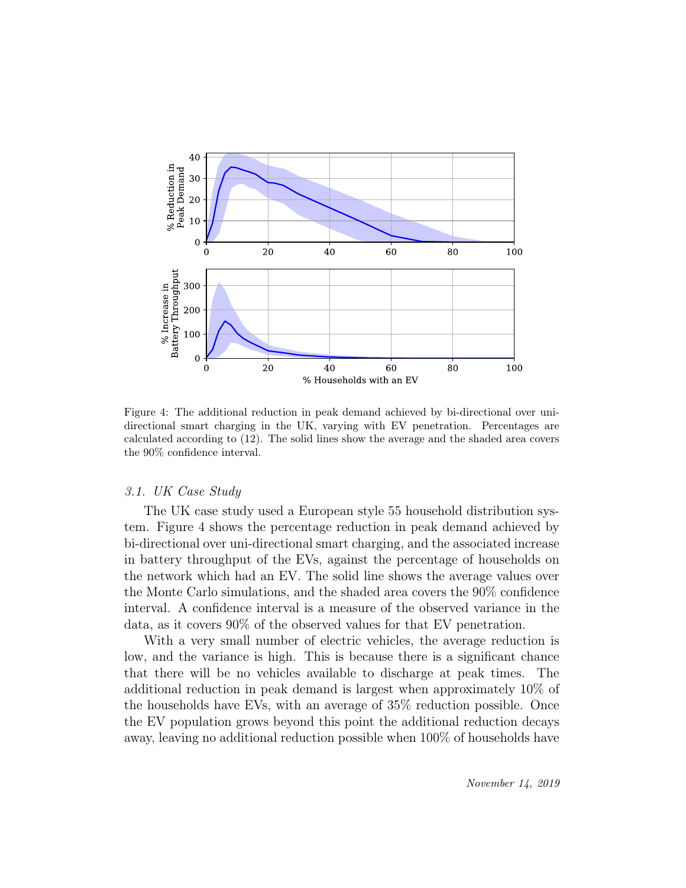% Reduction in Peak Demand

40
30
20
10
0

0 20 40 60 80 100

% Increase in Battery Throughput

300
200
100
0

0 20 40 60 80 100

% Households with an EV

Figure 4: The additional reduction in peak demand achieved by bi-directional over uni-directional smart charging in the UK, varying with EV penetration. Percentages are calculated according to (12). The solid lines show the average and the shaded area covers the 90% confidence interval.

### *3.1. UK Case Study*

The UK case study used a European style 55 household distribution system. Figure 4 shows the percentage reduction in peak demand achieved by bi-directional over uni-directional smart charging, and the associated increase in battery throughput of the EVs, against the percentage of households on the network which had an EV. The solid line shows the average values over the Monte Carlo simulations, and the shaded area covers the 90% confidence interval. A confidence interval is a measure of the observed variance in the data, as it covers 90% of the observed values for that EV penetration.

With a very small number of electric vehicles, the average reduction is low, and the variance is high. This is because there is a significant chance that there will be no vehicles available to discharge at peak times. The additional reduction in peak demand is largest when approximately 10% of the households have EVs, with an average of 35% reduction possible. Once the EV population grows beyond this point the additional reduction decays away, leaving no additional reduction possible when 100% of households have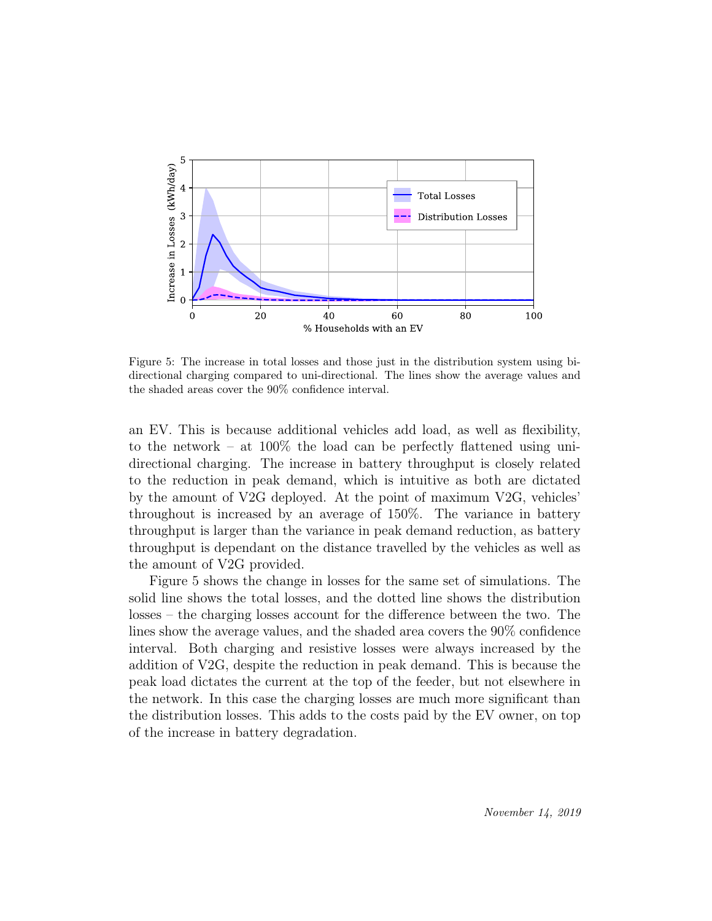Increase in Losses (kWh/day)

5
4
3
2
1
0

0
20
40
60
80
100

% Households with an EV

Total Losses

Distribution Losses

Figure 5: The increase in total losses and those just in the distribution system using bi-directional charging compared to uni-directional. The lines show the average values and the shaded areas cover the 90% confidence interval.

an EV. This is because additional vehicles add load, as well as flexibility, to the network – at 100% the load can be perfectly flattened using uni-directional charging. The increase in battery throughput is closely related to the reduction in peak demand, which is intuitive as both are dictated by the amount of V2G deployed. At the point of maximum V2G, vehicles' throughout is increased by an average of 150%. The variance in battery throughput is larger than the variance in peak demand reduction, as battery throughput is dependant on the distance travelled by the vehicles as well as the amount of V2G provided.

Figure 5 shows the change in losses for the same set of simulations. The solid line shows the total losses, and the dotted line shows the distribution losses – the charging losses account for the difference between the two. The lines show the average values, and the shaded area covers the 90% confidence interval. Both charging and resistive losses were always increased by the addition of V2G, despite the reduction in peak demand. This is because the peak load dictates the current at the top of the feeder, but not elsewhere in the network. In this case the charging losses are much more significant than the distribution losses. This adds to the costs paid by the EV owner, on top of the increase in battery degradation.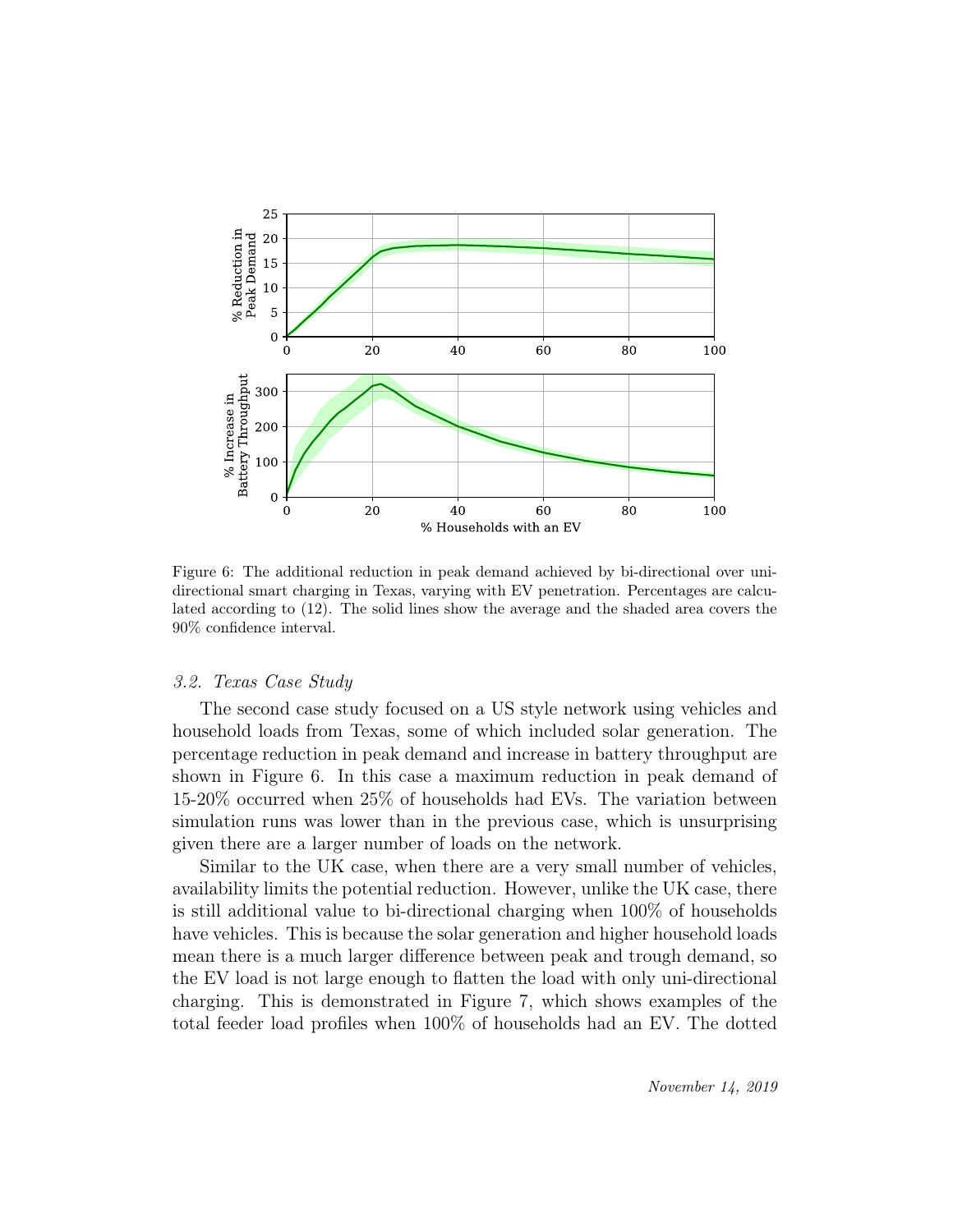% Reduction in Peak Demand

25
20
15
10
5
0

0 20 40 60 80 100

% Increase in Battery Throughput

300
200
100
0

0 20 40 60 80 100

% Households with an EV

Figure 6: The additional reduction in peak demand achieved by bi-directional over uni-directional smart charging in Texas, varying with EV penetration. Percentages are calculated according to (12). The solid lines show the average and the shaded area covers the 90% confidence interval.

### *3.2. Texas Case Study*

The second case study focused on a US style network using vehicles and household loads from Texas, some of which included solar generation. The percentage reduction in peak demand and increase in battery throughput are shown in Figure 6. In this case a maximum reduction in peak demand of 15-20% occurred when 25% of households had EVs. The variation between simulation runs was lower than in the previous case, which is unsurprising given there are a larger number of loads on the network.

Similar to the UK case, when there are a very small number of vehicles, availability limits the potential reduction. However, unlike the UK case, there is still additional value to bi-directional charging when 100% of households have vehicles. This is because the solar generation and higher household loads mean there is a much larger difference between peak and trough demand, so the EV load is not large enough to flatten the load with only uni-directional charging. This is demonstrated in Figure 7, which shows examples of the total feeder load profiles when 100% of households had an EV. The dotted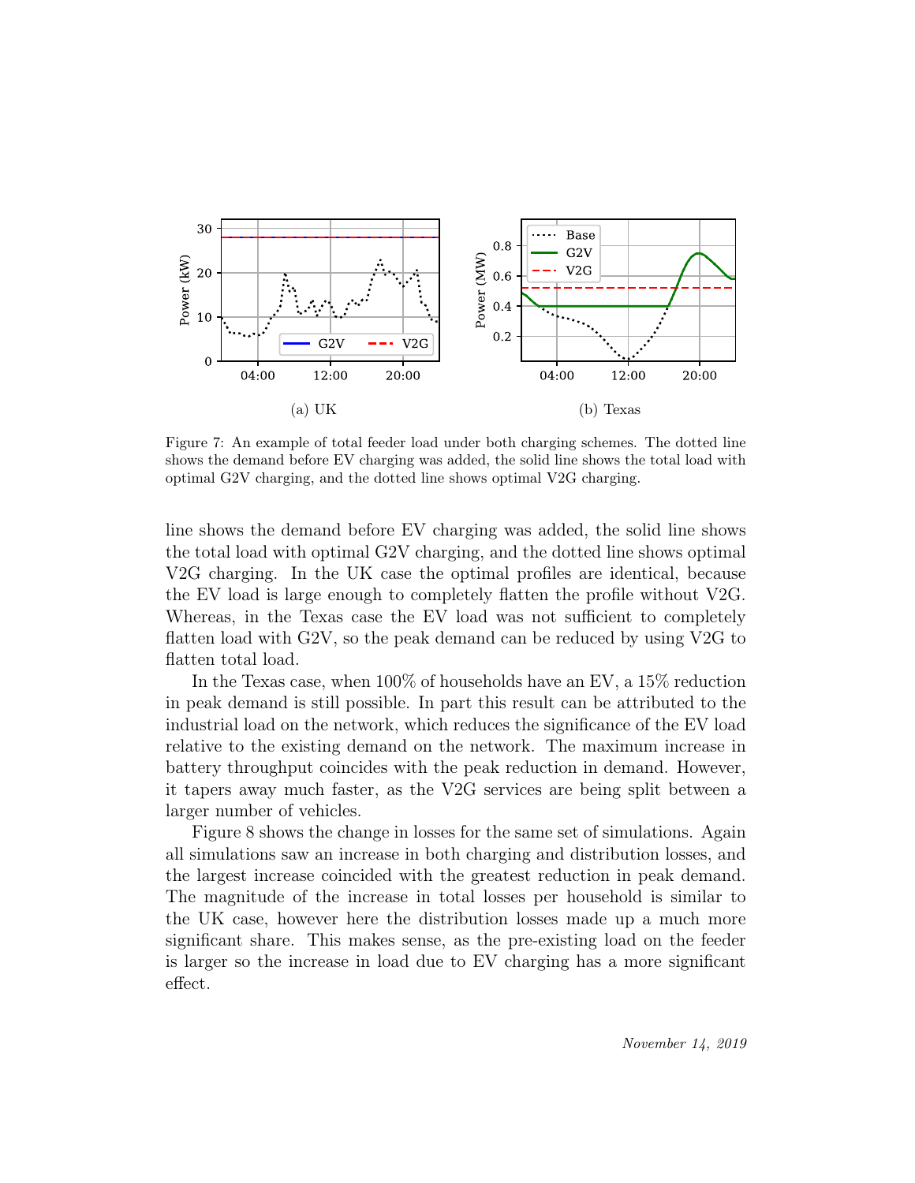Power (kW)

30

20

10

0

04:00

12:00

20:00

G2V

V2G

(a) UK

Power (MW)

0.8

0.6

0.4

0.2

04:00

12:00

20:00

Base

G2V

V2G

(b) Texas

Figure 7: An example of total feeder load under both charging schemes. The dotted line shows the demand before EV charging was added, the solid line shows the total load with optimal G2V charging, and the dotted line shows optimal V2G charging.

line shows the demand before EV charging was added, the solid line shows the total load with optimal G2V charging, and the dotted line shows optimal V2G charging. In the UK case the optimal profiles are identical, because the EV load is large enough to completely flatten the profile without V2G. Whereas, in the Texas case the EV load was not sufficient to completely flatten load with G2V, so the peak demand can be reduced by using V2G to flatten total load.

In the Texas case, when 100% of households have an EV, a 15% reduction in peak demand is still possible. In part this result can be attributed to the industrial load on the network, which reduces the significance of the EV load relative to the existing demand on the network. The maximum increase in battery throughput coincides with the peak reduction in demand. However, it tapers away much faster, as the V2G services are being split between a larger number of vehicles.

Figure 8 shows the change in losses for the same set of simulations. Again all simulations saw an increase in both charging and distribution losses, and the largest increase coincided with the greatest reduction in peak demand. The magnitude of the increase in total losses per household is similar to the UK case, however here the distribution losses made up a much more significant share. This makes sense, as the pre-existing load on the feeder is larger so the increase in load due to EV charging has a more significant effect.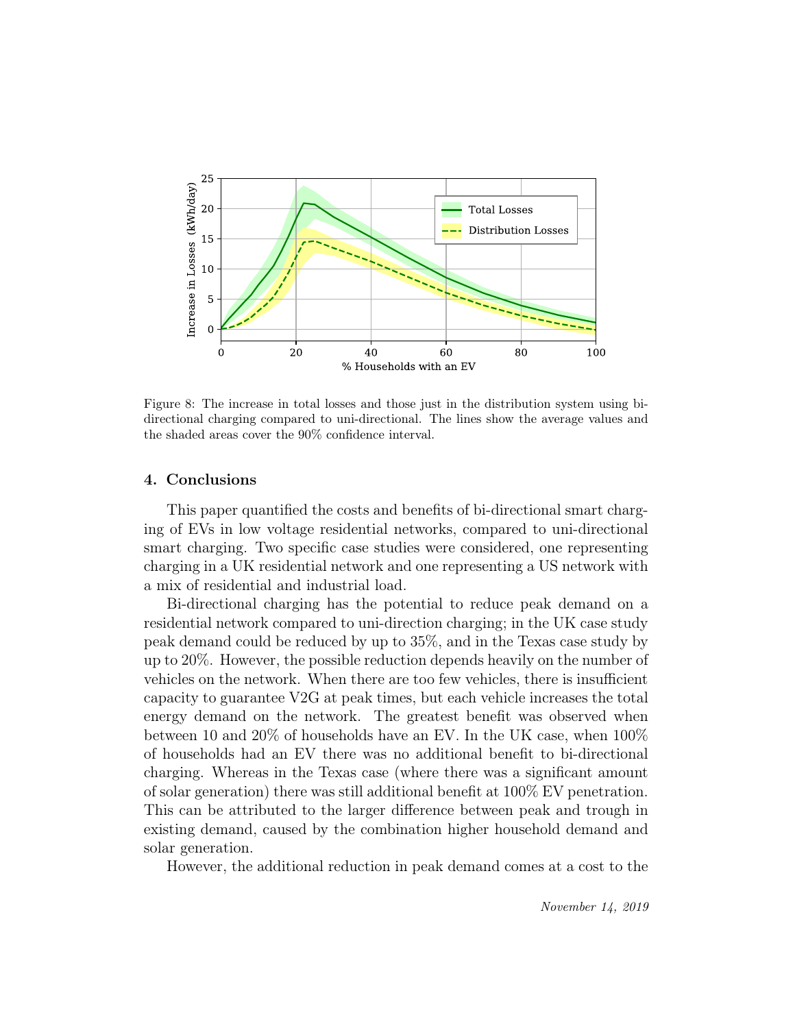Increase in Losses (kWh/day)

25
20
15
10
5
0

0 20 40 60 80 100

% Households with an EV

Total Losses
Distribution Losses

Figure 8: The increase in total losses and those just in the distribution system using bi-directional charging compared to uni-directional. The lines show the average values and the shaded areas cover the 90% confidence interval.

## 4. Conclusions

This paper quantified the costs and benefits of bi-directional smart charging of EVs in low voltage residential networks, compared to uni-directional smart charging. Two specific case studies were considered, one representing charging in a UK residential network and one representing a US network with a mix of residential and industrial load.

Bi-directional charging has the potential to reduce peak demand on a residential network compared to uni-direction charging; in the UK case study peak demand could be reduced by up to 35%, and in the Texas case study by up to 20%. However, the possible reduction depends heavily on the number of vehicles on the network. When there are too few vehicles, there is insufficient capacity to guarantee V2G at peak times, but each vehicle increases the total energy demand on the network. The greatest benefit was observed when between 10 and 20% of households have an EV. In the UK case, when 100% of households had an EV there was no additional benefit to bi-directional charging. Whereas in the Texas case (where there was a significant amount of solar generation) there was still additional benefit at 100% EV penetration. This can be attributed to the larger difference between peak and trough in existing demand, caused by the combination higher household demand and solar generation.

However, the additional reduction in peak demand comes at a cost to the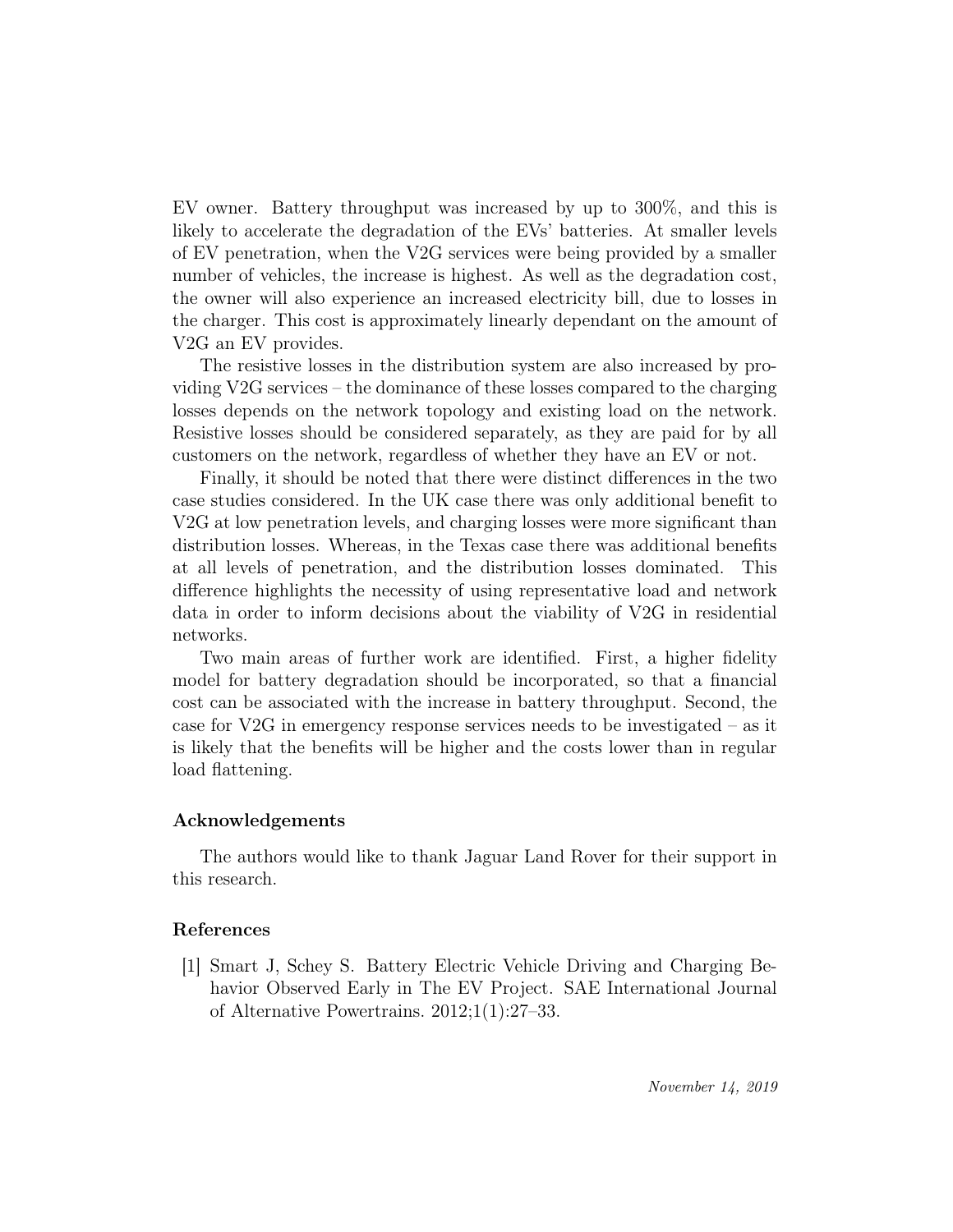EV owner. Battery throughput was increased by up to 300%, and this is likely to accelerate the degradation of the EVs' batteries. At smaller levels of EV penetration, when the V2G services were being provided by a smaller number of vehicles, the increase is highest. As well as the degradation cost, the owner will also experience an increased electricity bill, due to losses in the charger. This cost is approximately linearly dependant on the amount of V2G an EV provides.

The resistive losses in the distribution system are also increased by providing V2G services – the dominance of these losses compared to the charging losses depends on the network topology and existing load on the network. Resistive losses should be considered separately, as they are paid for by all customers on the network, regardless of whether they have an EV or not.

Finally, it should be noted that there were distinct differences in the two case studies considered. In the UK case there was only additional benefit to V2G at low penetration levels, and charging losses were more significant than distribution losses. Whereas, in the Texas case there was additional benefits at all levels of penetration, and the distribution losses dominated. This difference highlights the necessity of using representative load and network data in order to inform decisions about the viability of V2G in residential networks.

Two main areas of further work are identified. First, a higher fidelity model for battery degradation should be incorporated, so that a financial cost can be associated with the increase in battery throughput. Second, the case for V2G in emergency response services needs to be investigated – as it is likely that the benefits will be higher and the costs lower than in regular load flattening.

## Acknowledgements

The authors would like to thank Jaguar Land Rover for their support in this research.

## References

[1] Smart J, Schey S. Battery Electric Vehicle Driving and Charging Behavior Observed Early in The EV Project. SAE International Journal of Alternative Powertrains. 2012;1(1):27–33.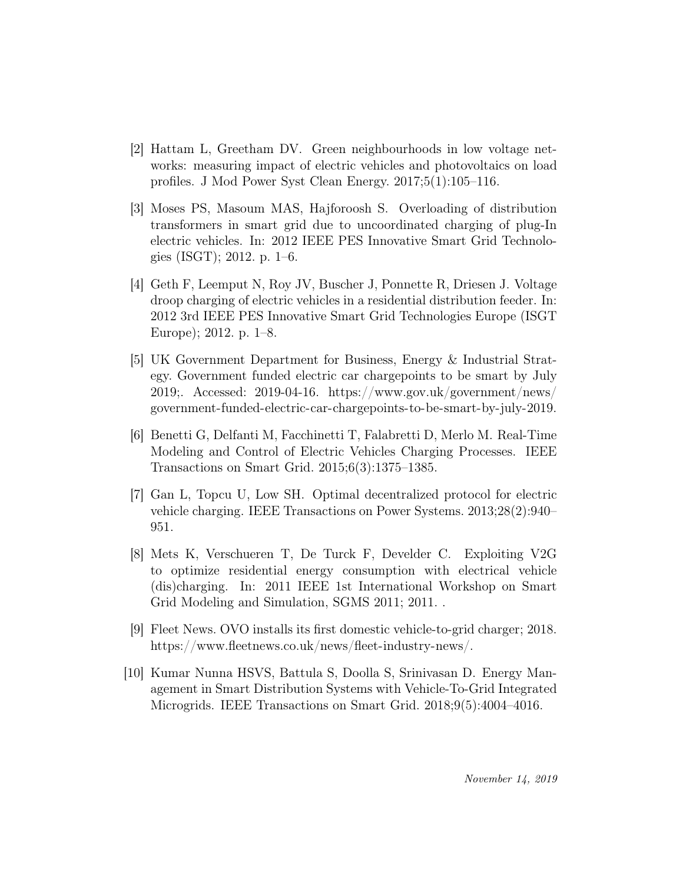[2] Hattam L, Greetham DV. Green neighbourhoods in low voltage networks: measuring impact of electric vehicles and photovoltaics on load profiles. J Mod Power Syst Clean Energy. 2017;5(1):105–116.

[3] Moses PS, Masoum MAS, Hajforoosh S. Overloading of distribution transformers in smart grid due to uncoordinated charging of plug-In electric vehicles. In: 2012 IEEE PES Innovative Smart Grid Technologies (ISGT); 2012. p. 1–6.

[4] Geth F, Leemput N, Roy JV, Buscher J, Ponnette R, Driesen J. Voltage droop charging of electric vehicles in a residential distribution feeder. In: 2012 3rd IEEE PES Innovative Smart Grid Technologies Europe (ISGT Europe); 2012. p. 1–8.

[5] UK Government Department for Business, Energy & Industrial Strategy. Government funded electric car chargepoints to be smart by July 2019;. Accessed: 2019-04-16. https://www.gov.uk/government/news/government-funded-electric-car-chargepoints-to-be-smart-by-july-2019.

[6] Benetti G, Delfanti M, Facchinetti T, Falabretti D, Merlo M. Real-Time Modeling and Control of Electric Vehicles Charging Processes. IEEE Transactions on Smart Grid. 2015;6(3):1375–1385.

[7] Gan L, Topcu U, Low SH. Optimal decentralized protocol for electric vehicle charging. IEEE Transactions on Power Systems. 2013;28(2):940–951.

[8] Mets K, Verschueren T, De Turck F, Develder C. Exploiting V2G to optimize residential energy consumption with electrical vehicle (dis)charging. In: 2011 IEEE 1st International Workshop on Smart Grid Modeling and Simulation, SGMS 2011; 2011. .

[9] Fleet News. OVO installs its first domestic vehicle-to-grid charger; 2018. https://www.fleetnews.co.uk/news/fleet-industry-news/.

[10] Kumar Nunna HSVS, Battula S, Doolla S, Srinivasan D. Energy Management in Smart Distribution Systems with Vehicle-To-Grid Integrated Microgrids. IEEE Transactions on Smart Grid. 2018;9(5):4004–4016.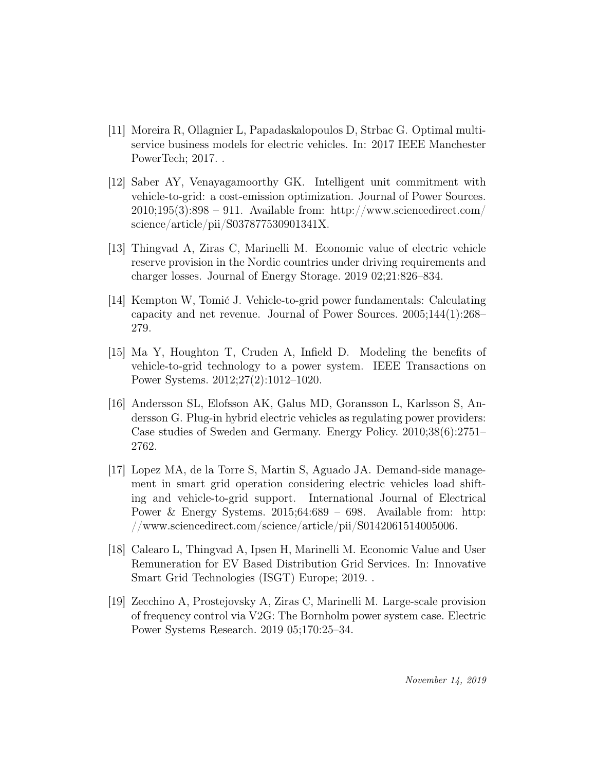[11] Moreira R, Ollagnier L, Papadaskalopoulos D, Strbac G. Optimal multi-service business models for electric vehicles. In: 2017 IEEE Manchester PowerTech; 2017. .

[12] Saber AY, Venayagamoorthy GK. Intelligent unit commitment with vehicle-to-grid: a cost-emission optimization. Journal of Power Sources. 2010;195(3):898 – 911. Available from: http://www.sciencedirect.com/science/article/pii/S037877530901341X.

[13] Thingvad A, Ziras C, Marinelli M. Economic value of electric vehicle reserve provision in the Nordic countries under driving requirements and charger losses. Journal of Energy Storage. 2019 02;21:826–834.

[14] Kempton W, Tomić J. Vehicle-to-grid power fundamentals: Calculating capacity and net revenue. Journal of Power Sources. 2005;144(1):268–279.

[15] Ma Y, Houghton T, Cruden A, Infield D. Modeling the benefits of vehicle-to-grid technology to a power system. IEEE Transactions on Power Systems. 2012;27(2):1012–1020.

[16] Andersson SL, Elofsson AK, Galus MD, Goransson L, Karlsson S, Andersson G. Plug-in hybrid electric vehicles as regulating power providers: Case studies of Sweden and Germany. Energy Policy. 2010;38(6):2751–2762.

[17] Lopez MA, de la Torre S, Martin S, Aguado JA. Demand-side management in smart grid operation considering electric vehicles load shifting and vehicle-to-grid support. International Journal of Electrical Power & Energy Systems. 2015;64:689 – 698. Available from: http://www.sciencedirect.com/science/article/pii/S0142061514005006.

[18] Calearo L, Thingvad A, Ipsen H, Marinelli M. Economic Value and User Remuneration for EV Based Distribution Grid Services. In: Innovative Smart Grid Technologies (ISGT) Europe; 2019. .

[19] Zecchino A, Prostejovsky A, Ziras C, Marinelli M. Large-scale provision of frequency control via V2G: The Bornholm power system case. Electric Power Systems Research. 2019 05;170:25–34.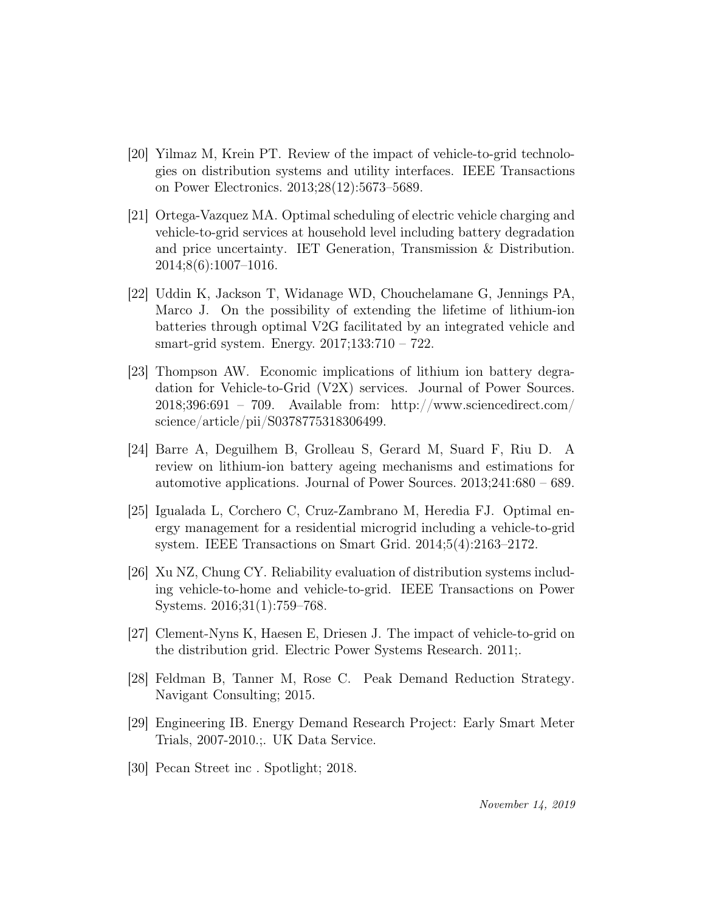[20] Yilmaz M, Krein PT. Review of the impact of vehicle-to-grid technologies on distribution systems and utility interfaces. IEEE Transactions on Power Electronics. 2013;28(12):5673–5689.

[21] Ortega-Vazquez MA. Optimal scheduling of electric vehicle charging and vehicle-to-grid services at household level including battery degradation and price uncertainty. IET Generation, Transmission & Distribution. 2014;8(6):1007–1016.

[22] Uddin K, Jackson T, Widanage WD, Chouchelamane G, Jennings PA, Marco J. On the possibility of extending the lifetime of lithium-ion batteries through optimal V2G facilitated by an integrated vehicle and smart-grid system. Energy. 2017;133:710 – 722.

[23] Thompson AW. Economic implications of lithium ion battery degradation for Vehicle-to-Grid (V2X) services. Journal of Power Sources. 2018;396:691 – 709. Available from: http://www.sciencedirect.com/science/article/pii/S0378775318306499.

[24] Barre A, Deguilhem B, Grolleau S, Gerard M, Suard F, Riu D. A review on lithium-ion battery ageing mechanisms and estimations for automotive applications. Journal of Power Sources. 2013;241:680 – 689.

[25] Igualada L, Corchero C, Cruz-Zambrano M, Heredia FJ. Optimal energy management for a residential microgrid including a vehicle-to-grid system. IEEE Transactions on Smart Grid. 2014;5(4):2163–2172.

[26] Xu NZ, Chung CY. Reliability evaluation of distribution systems including vehicle-to-home and vehicle-to-grid. IEEE Transactions on Power Systems. 2016;31(1):759–768.

[27] Clement-Nyns K, Haesen E, Driesen J. The impact of vehicle-to-grid on the distribution grid. Electric Power Systems Research. 2011;.

[28] Feldman B, Tanner M, Rose C. Peak Demand Reduction Strategy. Navigant Consulting; 2015.

[29] Engineering IB. Energy Demand Research Project: Early Smart Meter Trials, 2007-2010.;. UK Data Service.

[30] Pecan Street inc . Spotlight; 2018.

*November 14, 2019*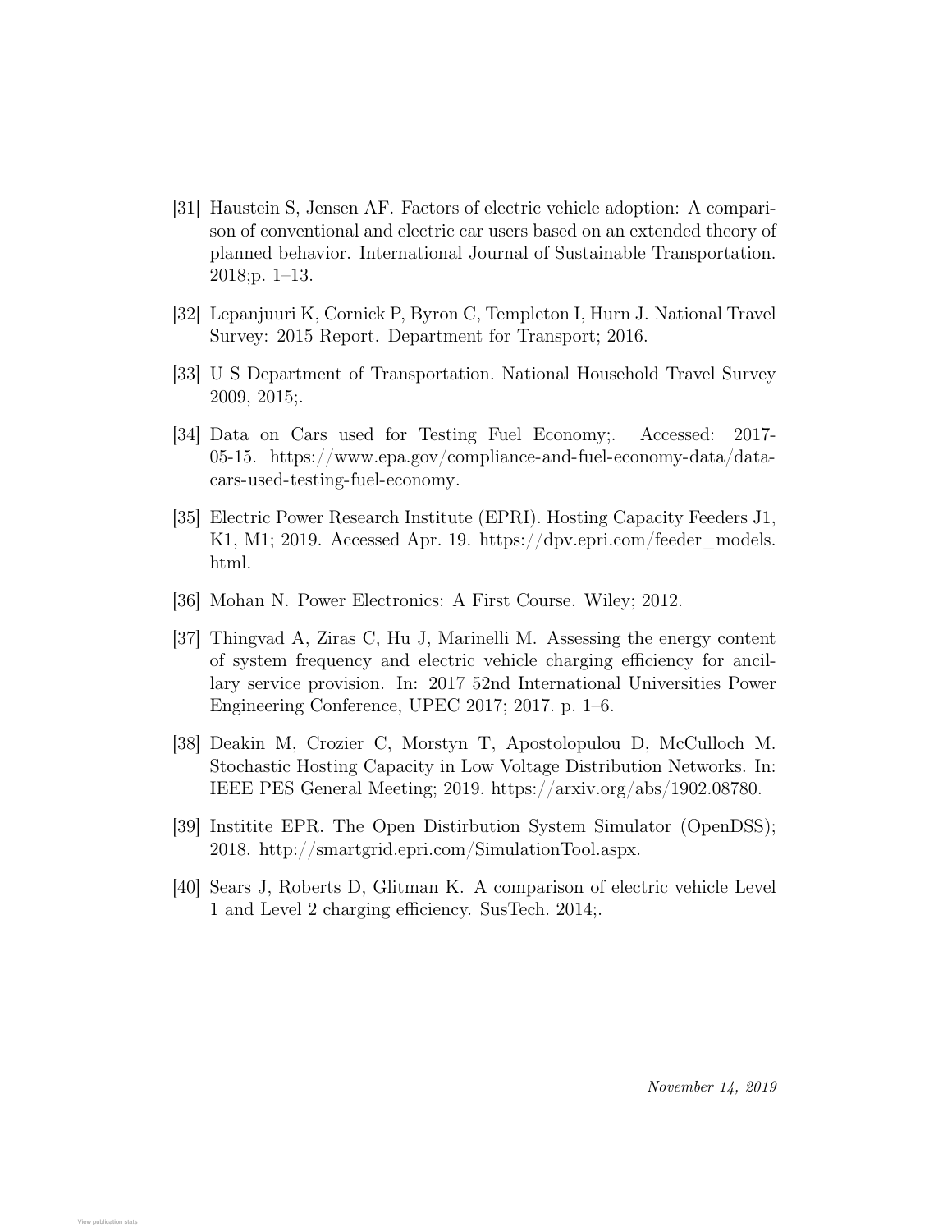[31] Haustein S, Jensen AF. Factors of electric vehicle adoption: A comparison of conventional and electric car users based on an extended theory of planned behavior. International Journal of Sustainable Transportation. 2018;p. 1–13.

[32] Lepanjuuri K, Cornick P, Byron C, Templeton I, Hurn J. National Travel Survey: 2015 Report. Department for Transport; 2016.

[33] U S Department of Transportation. National Household Travel Survey 2009, 2015;.

[34] Data on Cars used for Testing Fuel Economy;. Accessed: 2017-05-15. https://www.epa.gov/compliance-and-fuel-economy-data/data-cars-used-testing-fuel-economy.

[35] Electric Power Research Institute (EPRI). Hosting Capacity Feeders J1, K1, M1; 2019. Accessed Apr. 19. https://dpv.epri.com/feeder_models.html.

[36] Mohan N. Power Electronics: A First Course. Wiley; 2012.

[37] Thingvad A, Ziras C, Hu J, Marinelli M. Assessing the energy content of system frequency and electric vehicle charging efficiency for ancillary service provision. In: 2017 52nd International Universities Power Engineering Conference, UPEC 2017; 2017. p. 1–6.

[38] Deakin M, Crozier C, Morstyn T, Apostolopulou D, McCulloch M. Stochastic Hosting Capacity in Low Voltage Distribution Networks. In: IEEE PES General Meeting; 2019. https://arxiv.org/abs/1902.08780.

[39] Institite EPR. The Open Distirbution System Simulator (OpenDSS); 2018. http://smartgrid.epri.com/SimulationTool.aspx.

[40] Sears J, Roberts D, Glitman K. A comparison of electric vehicle Level 1 and Level 2 charging efficiency. SusTech. 2014;.

*November 14, 2019*